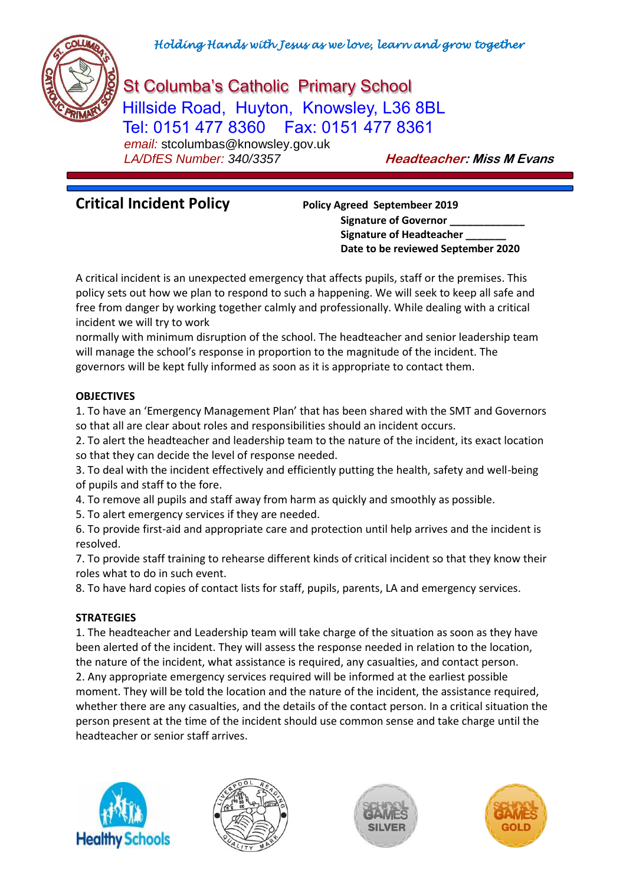*Holding Hands with Jesus as we love, learn and grow together*

# St Columba's Catholic Primary School

Hillside Road, Huyton, Knowsley, L36 8BL
Tel: 0151 477 8360 Fax: 0151 477 8361
*email:* stcolumbas@knowsley.gov.uk
*LA/DfES Number: 340/3357*

***Headteacher: Miss M Evans***

## Critical Incident Policy

**Policy Agreed Septembeer 2019**
**Signature of Governor _____________**
**Signature of Headteacher _______**
**Date to be reviewed September 2020**

A critical incident is an unexpected emergency that affects pupils, staff or the premises. This policy sets out how we plan to respond to such a happening. We will seek to keep all safe and free from danger by working together calmly and professionally. While dealing with a critical incident we will try to work
normally with minimum disruption of the school. The headteacher and senior leadership team will manage the school's response in proportion to the magnitude of the incident. The governors will be kept fully informed as soon as it is appropriate to contact them.

**OBJECTIVES**

1. To have an 'Emergency Management Plan' that has been shared with the SMT and Governors so that all are clear about roles and responsibilities should an incident occurs.
2. To alert the headteacher and leadership team to the nature of the incident, its exact location so that they can decide the level of response needed.
3. To deal with the incident effectively and efficiently putting the health, safety and well-being of pupils and staff to the fore.
4. To remove all pupils and staff away from harm as quickly and smoothly as possible.
5. To alert emergency services if they are needed.
6. To provide first-aid and appropriate care and protection until help arrives and the incident is resolved.
7. To provide staff training to rehearse different kinds of critical incident so that they know their roles what to do in such event.
8. To have hard copies of contact lists for staff, pupils, parents, LA and emergency services.

**STRATEGIES**

1. The headteacher and Leadership team will take charge of the situation as soon as they have been alerted of the incident. They will assess the response needed in relation to the location, the nature of the incident, what assistance is required, any casualties, and contact person.
2. Any appropriate emergency services required will be informed at the earliest possible moment. They will be told the location and the nature of the incident, the assistance required, whether there are any casualties, and the details of the contact person. In a critical situation the person present at the time of the incident should use common sense and take charge until the headteacher or senior staff arrives.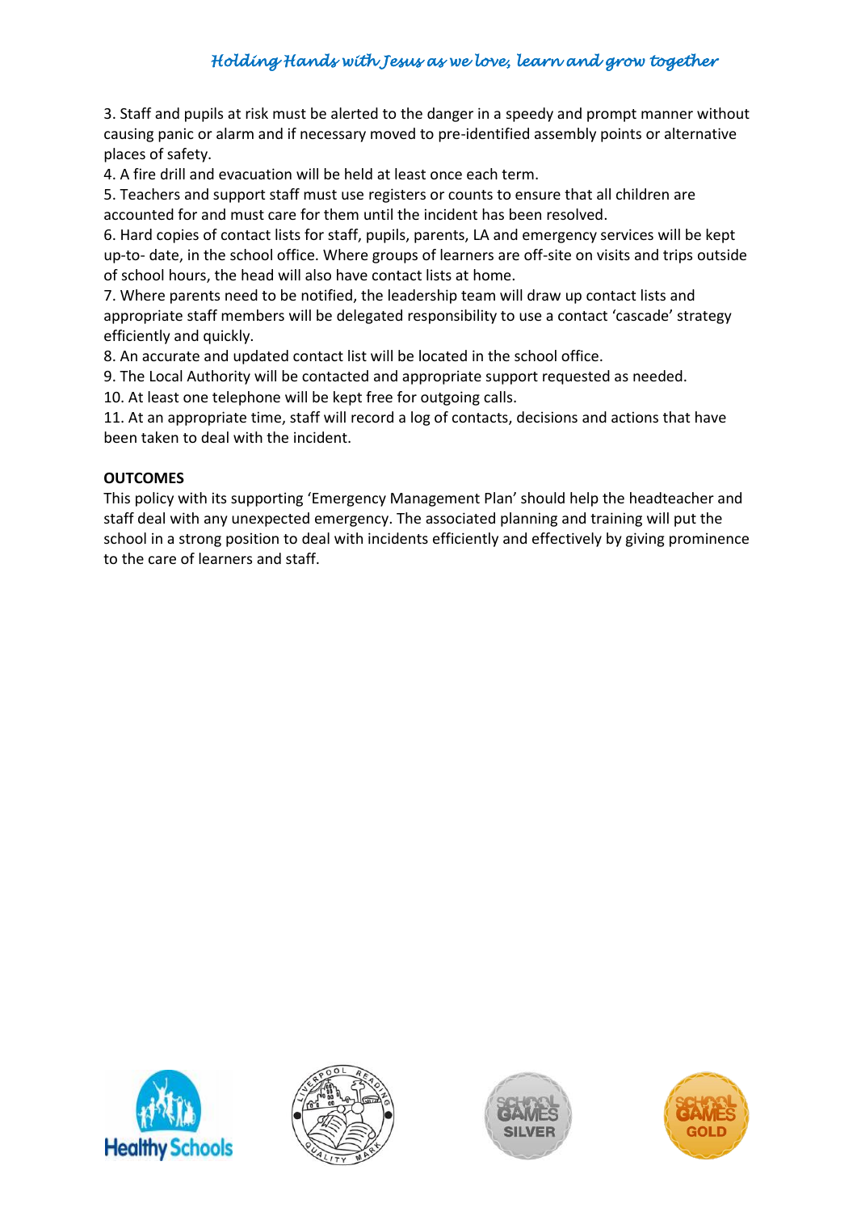3. Staff and pupils at risk must be alerted to the danger in a speedy and prompt manner without causing panic or alarm and if necessary moved to pre-identified assembly points or alternative places of safety.
4. A fire drill and evacuation will be held at least once each term.
5. Teachers and support staff must use registers or counts to ensure that all children are accounted for and must care for them until the incident has been resolved.
6. Hard copies of contact lists for staff, pupils, parents, LA and emergency services will be kept up-to- date, in the school office. Where groups of learners are off-site on visits and trips outside of school hours, the head will also have contact lists at home.
7. Where parents need to be notified, the leadership team will draw up contact lists and appropriate staff members will be delegated responsibility to use a contact 'cascade' strategy efficiently and quickly.
8. An accurate and updated contact list will be located in the school office.
9. The Local Authority will be contacted and appropriate support requested as needed.
10. At least one telephone will be kept free for outgoing calls.
11. At an appropriate time, staff will record a log of contacts, decisions and actions that have been taken to deal with the incident.

**OUTCOMES**

This policy with its supporting 'Emergency Management Plan' should help the headteacher and staff deal with any unexpected emergency. The associated planning and training will put the school in a strong position to deal with incidents efficiently and effectively by giving prominence to the care of learners and staff.